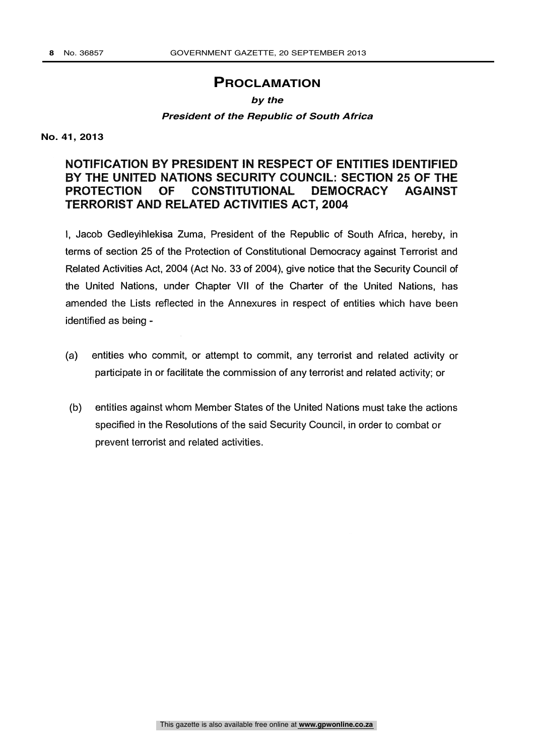# PROCLAMATION

***by the***

***President of the Republic of South Africa***

**No. 41, 2013**

## NOTIFICATION BY PRESIDENT IN RESPECT OF ENTITIES IDENTIFIED BY THE UNITED NATIONS SECURITY COUNCIL: SECTION 25 OF THE PROTECTION OF CONSTITUTIONAL DEMOCRACY AGAINST TERRORIST AND RELATED ACTIVITIES ACT, 2004

I, Jacob Gedleyihlekisa Zuma, President of the Republic of South Africa, hereby, in terms of section 25 of the Protection of Constitutional Democracy against Terrorist and Related Activities Act, 2004 (Act No. 33 of 2004), give notice that the Security Council of the United Nations, under Chapter VII of the Charter of the United Nations, has amended the Lists reflected in the Annexures in respect of entities which have been identified as being -

(a) entities who commit, or attempt to commit, any terrorist and related activity or participate in or facilitate the commission of any terrorist and related activity; or

(b) entities against whom Member States of the United Nations must take the actions specified in the Resolutions of the said Security Council, in order to combat or prevent terrorist and related activities.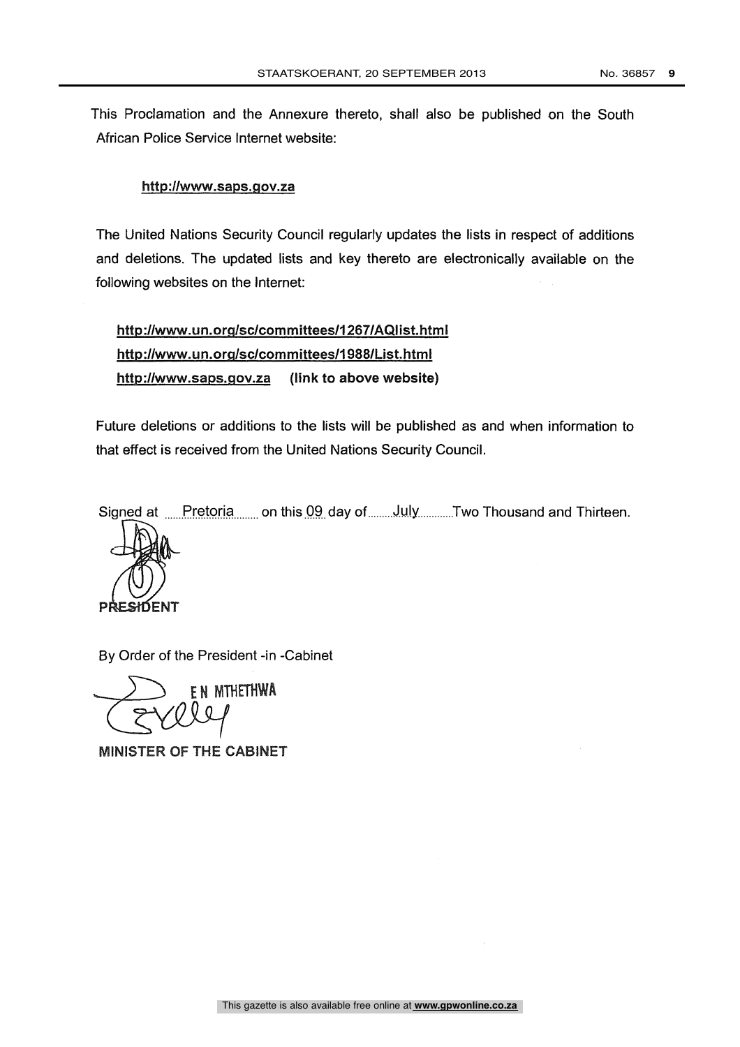This Proclamation and the Annexure thereto, shall also be published on the South African Police Service Internet website:

**http://www.saps.gov.za**

The United Nations Security Council regularly updates the lists in respect of additions and deletions. The updated lists and key thereto are electronically available on the following websites on the Internet:

**http://www.un.org/sc/committees/1267/AQlist.html**
**http://www.un.org/sc/committees/1988/List.html**
**http://www.saps.gov.za (link to above website)**

Future deletions or additions to the lists will be published as and when information to that effect is received from the United Nations Security Council.

Signed at Pretoria on this 09 day of July Two Thousand and Thirteen.

PRESIDENT

By Order of the President -in -Cabinet

E N MTHETHWA

MINISTER OF THE CABINET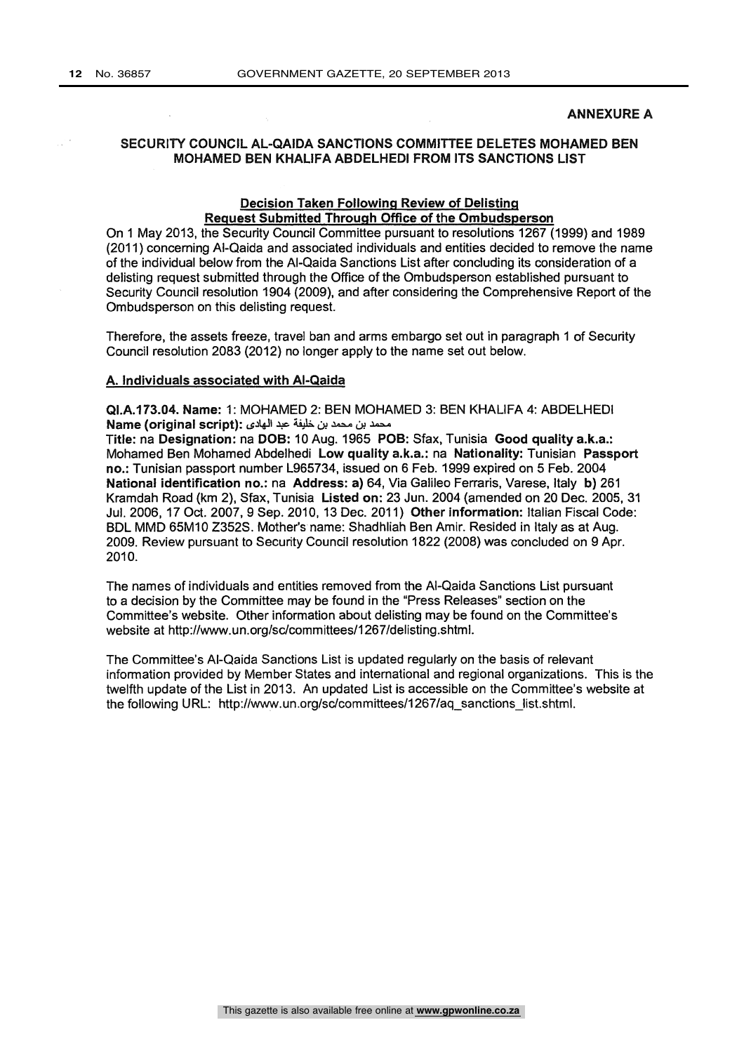**ANNEXURE A**

## SECURITY COUNCIL AL-QAIDA SANCTIONS COMMITTEE DELETES MOHAMED BEN MOHAMED BEN KHALIFA ABDELHEDI FROM ITS SANCTIONS LIST

### Decision Taken Following Review of Delisting Request Submitted Through Office of the Ombudsperson

On 1 May 2013, the Security Council Committee pursuant to resolutions 1267 (1999) and 1989 (2011) concerning Al-Qaida and associated individuals and entities decided to remove the name of the individual below from the Al-Qaida Sanctions List after concluding its consideration of a delisting request submitted through the Office of the Ombudsperson established pursuant to Security Council resolution 1904 (2009), and after considering the Comprehensive Report of the Ombudsperson on this delisting request.

Therefore, the assets freeze, travel ban and arms embargo set out in paragraph 1 of Security Council resolution 2083 (2012) no longer apply to the name set out below.

### A. Individuals associated with Al-Qaida

**QI.A.173.04. Name:** 1: MOHAMED 2: BEN MOHAMED 3: BEN KHALIFA 4: ABDELHEDI **Name (original script):** محمد بن محمد بن خليفة عبد الهادى
**Title:** na **Designation:** na **DOB:** 10 Aug. 1965 **POB:** Sfax, Tunisia **Good quality a.k.a.:** Mohamed Ben Mohamed Abdelhedi **Low quality a.k.a.:** na **Nationality:** Tunisian **Passport no.:** Tunisian passport number L965734, issued on 6 Feb. 1999 expired on 5 Feb. 2004 **National identification no.:** na **Address: a)** 64, Via Galileo Ferraris, Varese, Italy **b)** 261 Kramdah Road (km 2), Sfax, Tunisia **Listed on:** 23 Jun. 2004 (amended on 20 Dec. 2005, 31 Jul. 2006, 17 Oct. 2007, 9 Sep. 2010, 13 Dec. 2011) **Other information:** Italian Fiscal Code: BDL MMD 65M10 Z352S. Mother's name: Shadhliah Ben Amir. Resided in Italy as at Aug. 2009. Review pursuant to Security Council resolution 1822 (2008) was concluded on 9 Apr. 2010.

The names of individuals and entities removed from the Al-Qaida Sanctions List pursuant to a decision by the Committee may be found in the "Press Releases" section on the Committee's website. Other information about delisting may be found on the Committee's website at http://www.un.org/sc/committees/1267/delisting.shtml.

The Committee's Al-Qaida Sanctions List is updated regularly on the basis of relevant information provided by Member States and international and regional organizations. This is the twelfth update of the List in 2013. An updated List is accessible on the Committee's website at the following URL: http://www.un.org/sc/committees/1267/aq_sanctions_list.shtml.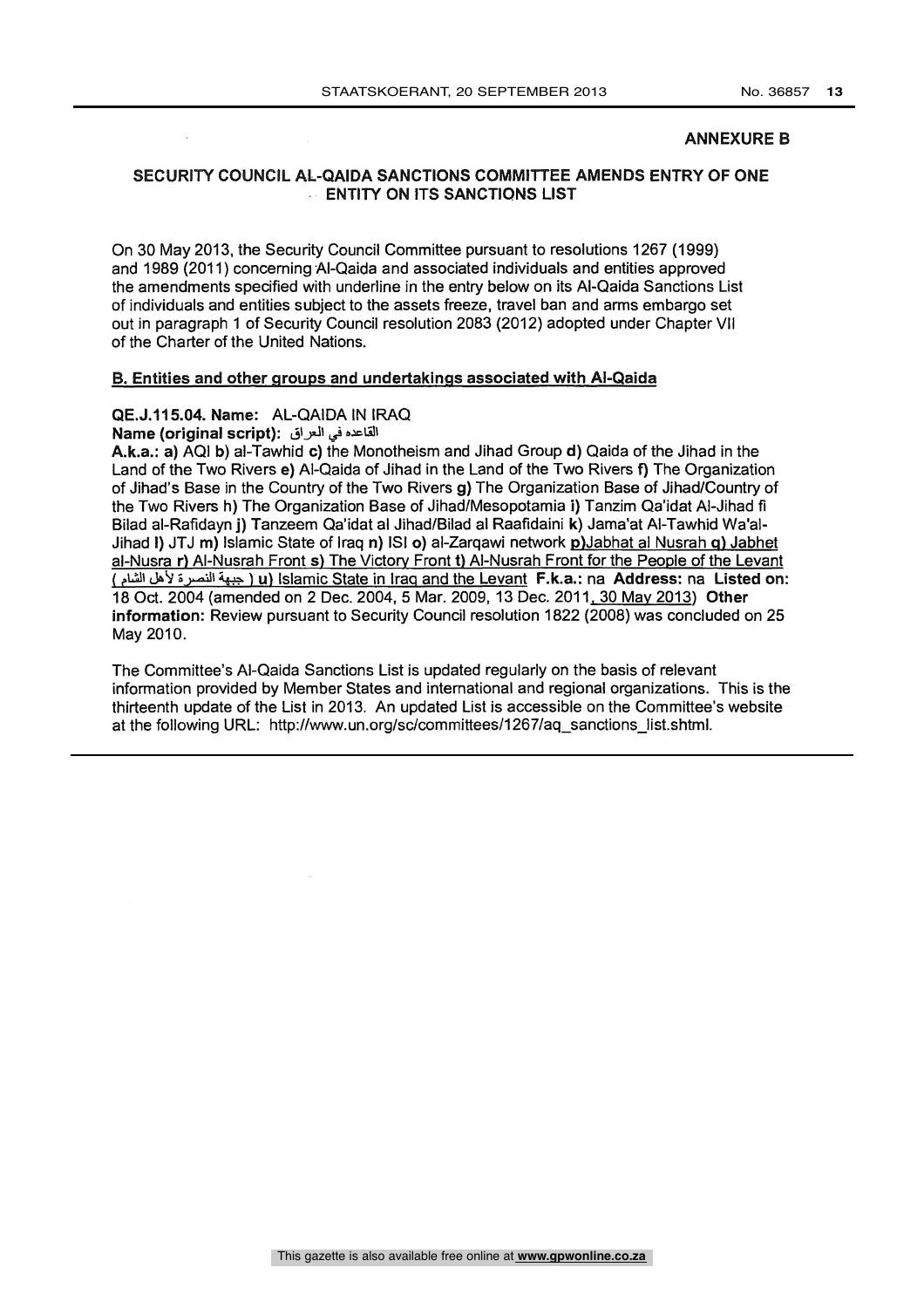**ANNEXURE B**

## SECURITY COUNCIL AL-QAIDA SANCTIONS COMMITTEE AMENDS ENTRY OF ONE ENTITY ON ITS SANCTIONS LIST

On 30 May 2013, the Security Council Committee pursuant to resolutions 1267 (1999) and 1989 (2011) concerning Al-Qaida and associated individuals and entities approved the amendments specified with underline in the entry below on its Al-Qaida Sanctions List of individuals and entities subject to the assets freeze, travel ban and arms embargo set out in paragraph 1 of Security Council resolution 2083 (2012) adopted under Chapter VII of the Charter of the United Nations.

**B. Entities and other groups and undertakings associated with Al-Qaida**

**QE.J.115.04. Name:** AL-QAIDA IN IRAQ
**Name (original script):** القاعده في العراق
**A.k.a.: a)** AQI **b)** al-Tawhid **c)** the Monotheism and Jihad Group **d)** Qaida of the Jihad in the Land of the Two Rivers **e)** Al-Qaida of Jihad in the Land of the Two Rivers **f)** The Organization of Jihad's Base in the Country of the Two Rivers **g)** The Organization Base of Jihad/Country of the Two Rivers **h)** The Organization Base of Jihad/Mesopotamia **i)** Tanzim Qa'idat Al-Jihad fi Bilad al-Rafidayn **j)** Tanzeem Qa'idat al Jihad/Bilad al Raafidaini **k)** Jama'at Al-Tawhid Wa'al-Jihad **l)** JTJ **m)** Islamic State of Iraq **n)** ISI **o)** al-Zarqawi network <u>**p)**Jabhat al Nusrah **q)** Jabhet al-Nusra **r)** Al-Nusrah Front **s)** The Victory Front **t)** Al-Nusrah Front for the People of the Levant ( جبهة النصرة لأهل الشام ) **u)** Islamic State in Iraq and the Levant</u> **F.k.a.:** na **Address:** na **Listed on:** 18 Oct. 2004 (amended on 2 Dec. 2004, 5 Mar. 2009, 13 Dec. 2011<u>, 30 May 2013</u>) **Other information:** Review pursuant to Security Council resolution 1822 (2008) was concluded on 25 May 2010.

The Committee's Al-Qaida Sanctions List is updated regularly on the basis of relevant information provided by Member States and international and regional organizations. This is the thirteenth update of the List in 2013. An updated List is accessible on the Committee's website at the following URL: http://www.un.org/sc/committees/1267/aq_sanctions_list.shtml.